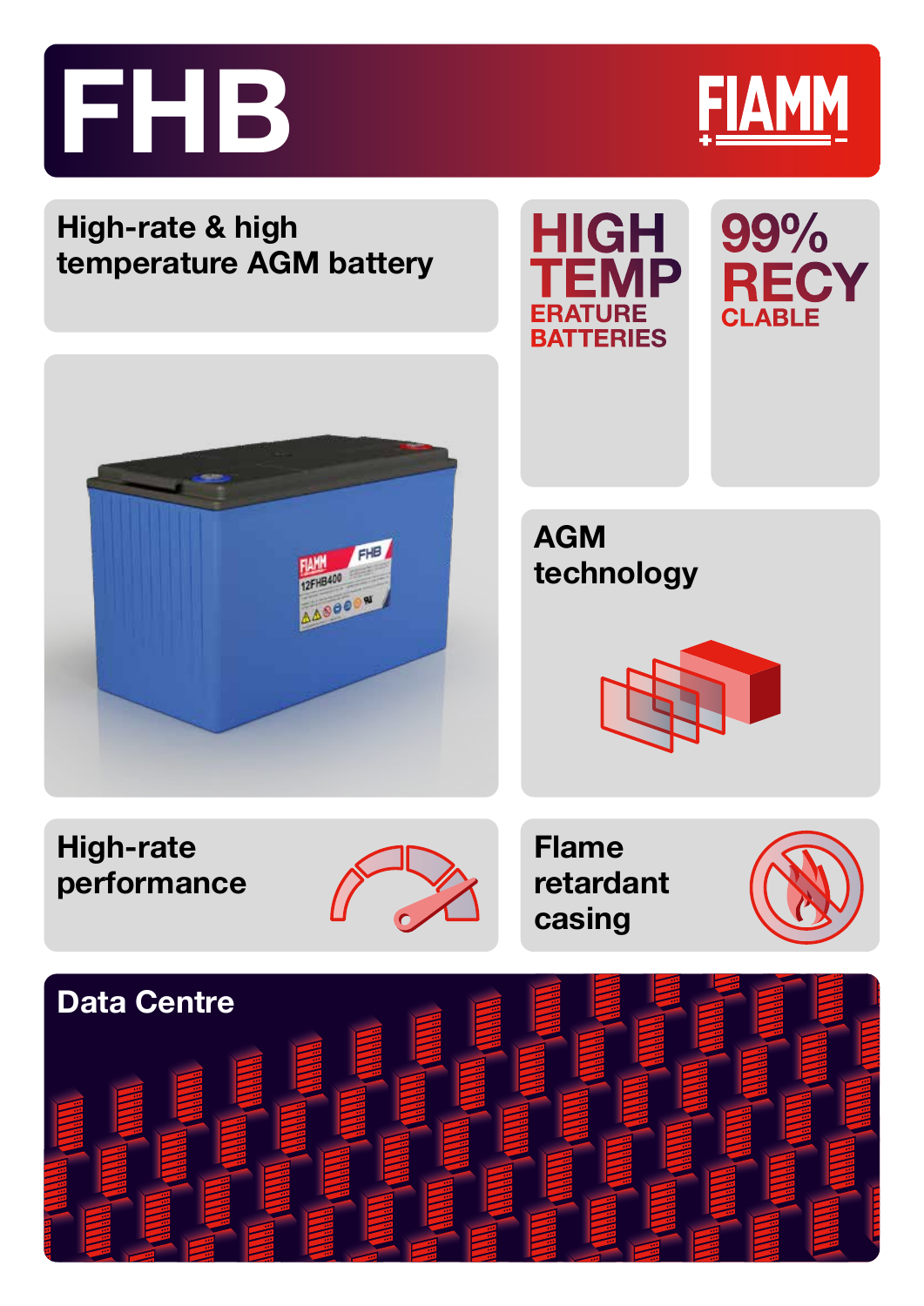# FHB

FIAMM

## High-rate & high temperature AGM battery

**HIGH TEMPERATURE BATTERIES**

**99% RECYCLABLE**

**AGM technology**

**High-rate performance**

**Flame retardant casing**

## Data Centre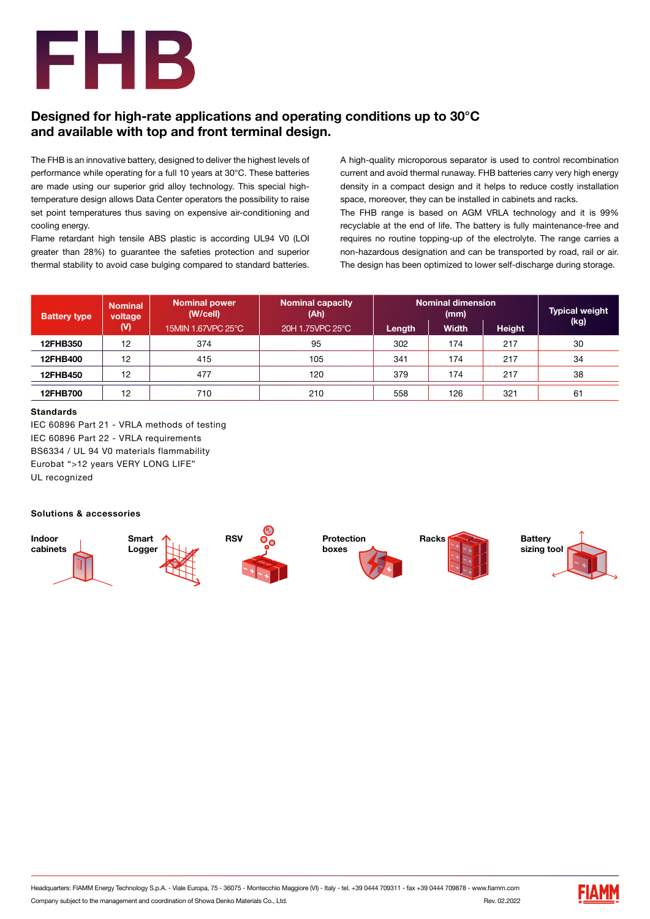# FHB

## Designed for high-rate applications and operating conditions up to 30°C and available with top and front terminal design.

The FHB is an innovative battery, designed to deliver the highest levels of performance while operating for a full 10 years at 30°C. These batteries are made using our superior grid alloy technology. This special high-temperature design allows Data Center operators the possibility to raise set point temperatures thus saving on expensive air-conditioning and cooling energy.

Flame retardant high tensile ABS plastic is according UL94 V0 (LOI greater than 28%) to guarantee the safeties protection and superior thermal stability to avoid case bulging compared to standard batteries.

A high-quality microporous separator is used to control recombination current and avoid thermal runaway. FHB batteries carry very high energy density in a compact design and it helps to reduce costly installation space, moreover, they can be installed in cabinets and racks.

The FHB range is based on AGM VRLA technology and it is 99% recyclable at the end of life. The battery is fully maintenance-free and requires no routine topping-up of the electrolyte. The range carries a non-hazardous designation and can be transported by road, rail or air. The design has been optimized to lower self-discharge during storage.

| Battery type | Nominal voltage (V) | Nominal power (W/cell) | Nominal capacity (Ah) | Nominal dimension (mm) | | | Typical weight (kg) |
|---|---|---|---|---|---|---|---|
| | | 15MIN 1.67VPC 25°C | 20H 1.75VPC 25°C | Length | Width | Height | |
| **12FHB350** | 12 | 374 | 95 | 302 | 174 | 217 | 30 |
| **12FHB400** | 12 | 415 | 105 | 341 | 174 | 217 | 34 |
| **12FHB450** | 12 | 477 | 120 | 379 | 174 | 217 | 38 |
| **12FHB700** | 12 | 710 | 210 | 558 | 126 | 321 | 61 |

**Standards**

IEC 60896 Part 21 - VRLA methods of testing
IEC 60896 Part 22 - VRLA requirements
BS6334 / UL 94 V0 materials flammability
Eurobat ">12 years VERY LONG LIFE"
UL recognized

**Solutions & accessories**

Indoor cabinets

Smart Logger

RSV

Protection boxes

Racks

Battery sizing tool

Headquarters: FIAMM Energy Technology S.p.A. - Viale Europa, 75 - 36075 - Montecchio Maggiore (VI) - Italy - tel. +39 0444 709311 - fax +39 0444 709878 - www.fiamm.com
Company subject to the management and coordination of Showa Denko Materials Co., Ltd.
Rev. 02.2022